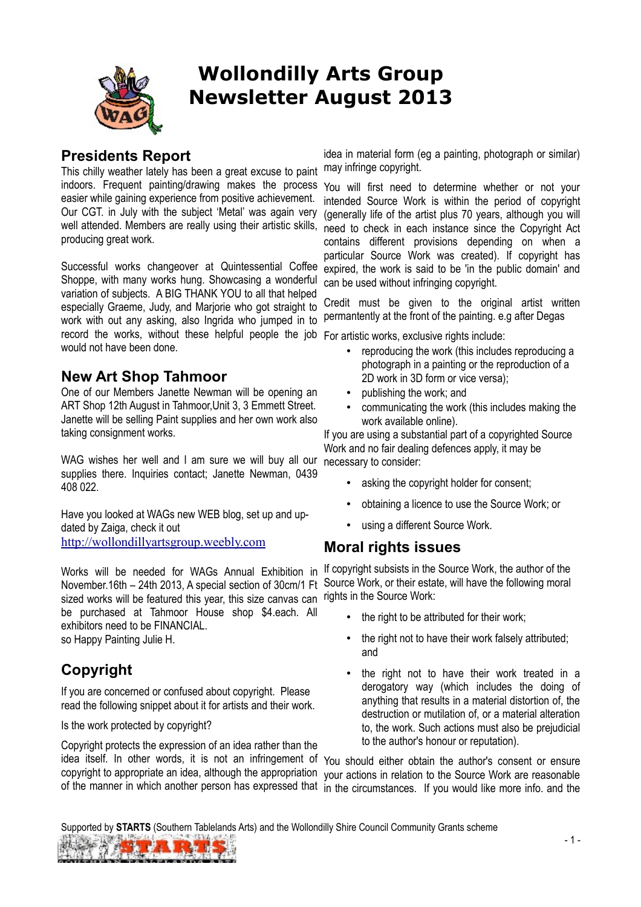# Wollondilly Arts Group Newsletter August 2013

## Presidents Report

This chilly weather lately has been a great excuse to paint indoors. Frequent painting/drawing makes the process easier while gaining experience from positive achievement. Our CGT. in July with the subject 'Metal' was again very well attended. Members are really using their artistic skills, producing great work.

Successful works changeover at Quintessential Coffee Shoppe, with many works hung. Showcasing a wonderful variation of subjects. A BIG THANK YOU to all that helped especially Graeme, Judy, and Marjorie who got straight to work with out any asking, also Ingrida who jumped in to record the works, without these helpful people the job would not have been done.

## New Art Shop Tahmoor

One of our Members Janette Newman will be opening an ART Shop 12th August in Tahmoor,Unit 3, 3 Emmett Street. Janette will be selling Paint supplies and her own work also taking consignment works.

WAG wishes her well and I am sure we will buy all our supplies there. Inquiries contact; Janette Newman, 0439 408 022.

Have you looked at WAGs new WEB blog, set up and up-dated by Zaiga, check it out
http://wollondillyartsgroup.weebly.com

Works will be needed for WAGs Annual Exhibition in November.16th – 24th 2013, A special section of 30cm/1 Ft sized works will be featured this year, this size canvas can be purchased at Tahmoor House shop $4.each. All exhibitors need to be FINANCIAL.
so Happy Painting Julie H.

## Copyright

If you are concerned or confused about copyright. Please read the following snippet about it for artists and their work.

Is the work protected by copyright?

Copyright protects the expression of an idea rather than the idea itself. In other words, it is not an infringement of copyright to appropriate an idea, although the appropriation of the manner in which another person has expressed that idea in material form (eg a painting, photograph or similar) may infringe copyright.

You will first need to determine whether or not your intended Source Work is within the period of copyright (generally life of the artist plus 70 years, although you will need to check in each instance since the Copyright Act contains different provisions depending on when a particular Source Work was created). If copyright has expired, the work is said to be 'in the public domain' and can be used without infringing copyright.

Credit must be given to the original artist written permanently at the front of the painting. e.g after Degas

For artistic works, exclusive rights include:

- reproducing the work (this includes reproducing a photograph in a painting or the reproduction of a 2D work in 3D form or vice versa);
- publishing the work; and
- communicating the work (this includes making the work available online).

If you are using a substantial part of a copyrighted Source Work and no fair dealing defences apply, it may be necessary to consider:

- asking the copyright holder for consent;
- obtaining a licence to use the Source Work; or
- using a different Source Work.

## Moral rights issues

If copyright subsists in the Source Work, the author of the Source Work, or their estate, will have the following moral rights in the Source Work:

- the right to be attributed for their work;
- the right not to have their work falsely attributed; and
- the right not to have their work treated in a derogatory way (which includes the doing of anything that results in a material distortion of, the destruction or mutilation of, or a material alteration to, the work. Such actions must also be prejudicial to the author's honour or reputation).

You should either obtain the author's consent or ensure your actions in relation to the Source Work are reasonable in the circumstances. If you would like more info. and the

Supported by **STARTS** (Southern Tablelands Arts) and the Wollondilly Shire Council Community Grants scheme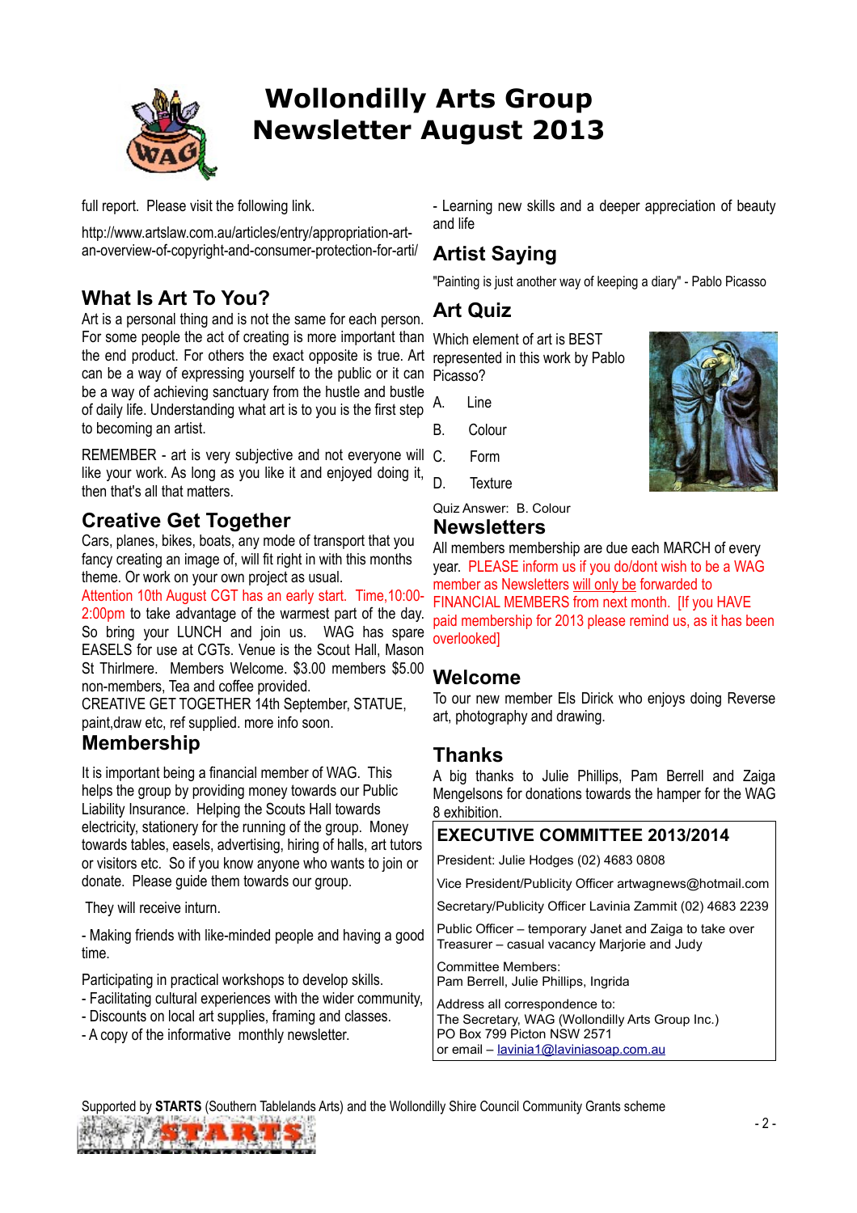# Wollondilly Arts Group Newsletter August 2013

full report. Please visit the following link.

http://www.artslaw.com.au/articles/entry/appropriation-art-an-overview-of-copyright-and-consumer-protection-for-arti/

## What Is Art To You?

Art is a personal thing and is not the same for each person. For some people the act of creating is more important than the end product. For others the exact opposite is true. Art can be a way of expressing yourself to the public or it can be a way of achieving sanctuary from the hustle and bustle of daily life. Understanding what art is to you is the first step to becoming an artist.

REMEMBER - art is very subjective and not everyone will like your work. As long as you like it and enjoyed doing it, then that's all that matters.

## Creative Get Together

Cars, planes, bikes, boats, any mode of transport that you fancy creating an image of, will fit right in with this months theme. Or work on your own project as usual.

Attention 10th August CGT has an early start. Time,10:00-2:00pm to take advantage of the warmest part of the day. So bring your LUNCH and join us. WAG has spare EASELS for use at CGTs. Venue is the Scout Hall, Mason St Thirlmere. Members Welcome. $3.00 members $5.00 non-members, Tea and coffee provided.

CREATIVE GET TOGETHER 14th September, STATUE, paint,draw etc, ref supplied. more info soon.

## Membership

It is important being a financial member of WAG. This helps the group by providing money towards our Public Liability Insurance. Helping the Scouts Hall towards electricity, stationery for the running of the group. Money towards tables, easels, advertising, hiring of halls, art tutors or visitors etc. So if you know anyone who wants to join or donate. Please guide them towards our group.

They will receive inturn.

- Making friends with like-minded people and having a good time.

Participating in practical workshops to develop skills.
- Facilitating cultural experiences with the wider community,
- Discounts on local art supplies, framing and classes.
- A copy of the informative monthly newsletter.
- Learning new skills and a deeper appreciation of beauty and life

## Artist Saying

"Painting is just another way of keeping a diary" - Pablo Picasso

## Art Quiz

Which element of art is BEST represented in this work by Pablo Picasso?

A. Line

B. Colour

C. Form

D. Texture

Quiz Answer: B. Colour

## Newsletters

All members membership are due each MARCH of every year. PLEASE inform us if you do/dont wish to be a WAG member as Newsletters will only be forwarded to FINANCIAL MEMBERS from next month. [If you HAVE paid membership for 2013 please remind us, as it has been overlooked]

## Welcome

To our new member Els Dirick who enjoys doing Reverse art, photography and drawing.

## Thanks

A big thanks to Julie Phillips, Pam Berrell and Zaiga Mengelsons for donations towards the hamper for the WAG 8 exhibition.

## EXECUTIVE COMMITTEE 2013/2014

President: Julie Hodges (02) 4683 0808

Vice President/Publicity Officer artwagnews@hotmail.com

Secretary/Publicity Officer Lavinia Zammit (02) 4683 2239

Public Officer – temporary Janet and Zaiga to take over
Treasurer – casual vacancy Marjorie and Judy

Committee Members:
Pam Berrell, Julie Phillips, Ingrida

Address all correspondence to:
The Secretary, WAG (Wollondilly Arts Group Inc.)
PO Box 799 Picton NSW 2571
or email – lavinia1@laviniasoap.com.au

Supported by **STARTS** (Southern Tablelands Arts) and the Wollondilly Shire Council Community Grants scheme